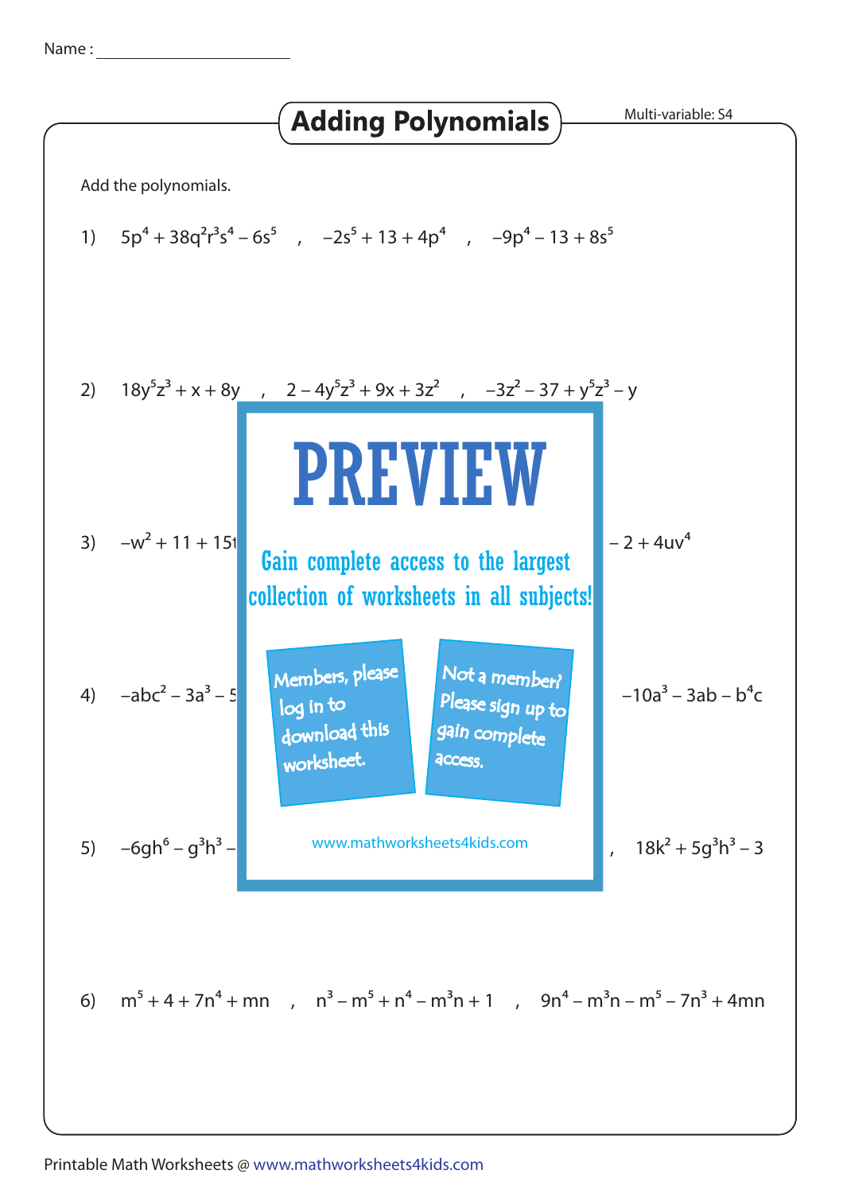Name : ______________________

# Adding Polynomials

Multi-variable: S4

Add the polynomials.

1) $5p^4 + 38q^2r^3s^4 - 6s^5$ , $-2s^5 + 13 + 4p^4$ , $-9p^4 - 13 + 8s^5$

2) $18y^5z^3 + x + 8y$ , $2 - 4y^5z^3 + 9x + 3z^2$ , $-3z^2 - 37 + y^5z^3 - y$

3) $-w^2 + 11 + 15t$ ... $- 2 + 4uv^4$

4) $-abc^2 - 3a^3 - 5$ ... $-10a^3 - 3ab - b^4c$

5) $-6gh^6 - g^3h^3 -$ ... , $18k^2 + 5g^3h^3 - 3$

6) $m^5 + 4 + 7n^4 + mn$ , $n^3 - m^5 + n^4 - m^3n + 1$ , $9n^4 - m^3n - m^5 - 7n^3 + 4mn$

PREVIEW

Gain complete access to the largest collection of worksheets in all subjects!

Members, please log in to download this worksheet.

Not a member? Please sign up to gain complete access.

www.mathworksheets4kids.com

Printable Math Worksheets @ www.mathworksheets4kids.com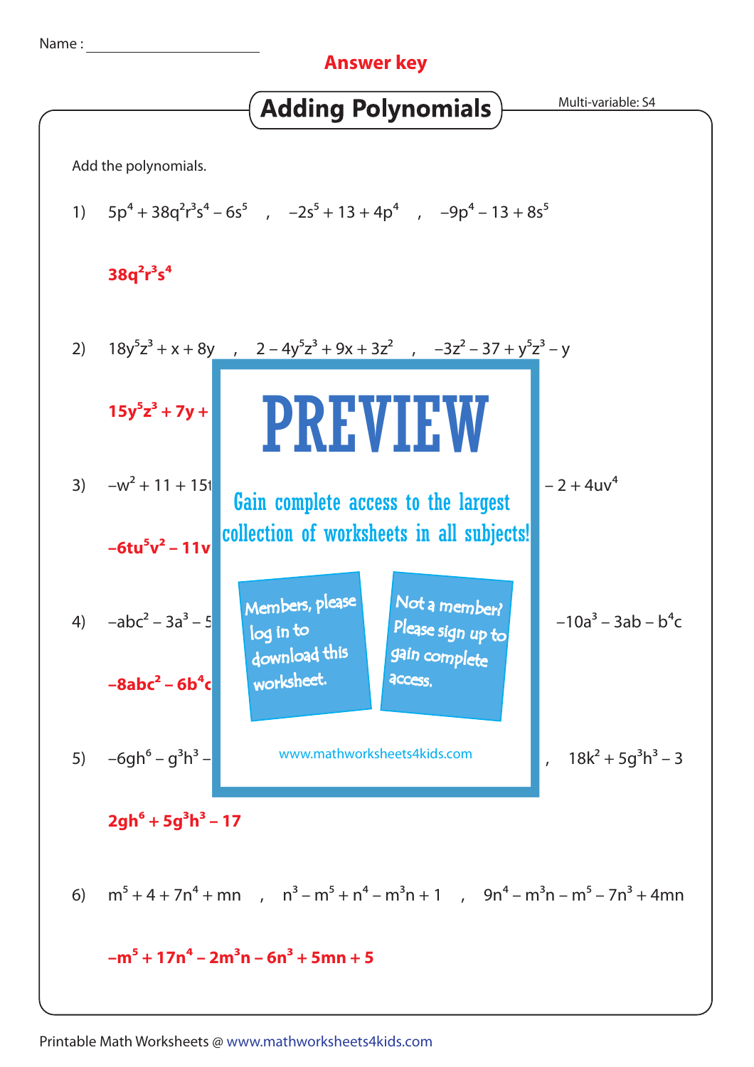Name :

**Answer key**

# Adding Polynomials

Multi-variable: S4

Add the polynomials.

1) $5p^4 + 38q^2r^3s^4 - 6s^5$ , $-2s^5 + 13 + 4p^4$ , $-9p^4 - 13 + 8s^5$

**$38q^2r^3s^4$**

2) $18y^5z^3 + x + 8y$ , $2 - 4y^5z^3 + 9x + 3z^2$ , $-3z^2 - 37 + y^5z^3 - y$

**$15y^5z^3 + 7y +$**

3) $-w^2 + 11 + 15t$ ... $- 2 + 4uv^4$

**$-6tu^5v^2 - 11v$**

4) $-abc^2 - 3a^3 - 5$ ... $-10a^3 - 3ab - b^4c$

**$-8abc^2 - 6b^4c$**

5) $-6gh^6 - g^3h^3 -$ ... , $18k^2 + 5g^3h^3 - 3$

**$2gh^6 + 5g^3h^3 - 17$**

6) $m^5 + 4 + 7n^4 + mn$ , $n^3 - m^5 + n^4 - m^3n + 1$ , $9n^4 - m^3n - m^5 - 7n^3 + 4mn$

**$-m^5 + 17n^4 - 2m^3n - 6n^3 + 5mn + 5$**

PREVIEW

Gain complete access to the largest collection of worksheets in all subjects!

Members, please log in to download this worksheet.

Not a member? Please sign up to gain complete access.

www.mathworksheets4kids.com

Printable Math Worksheets @ www.mathworksheets4kids.com